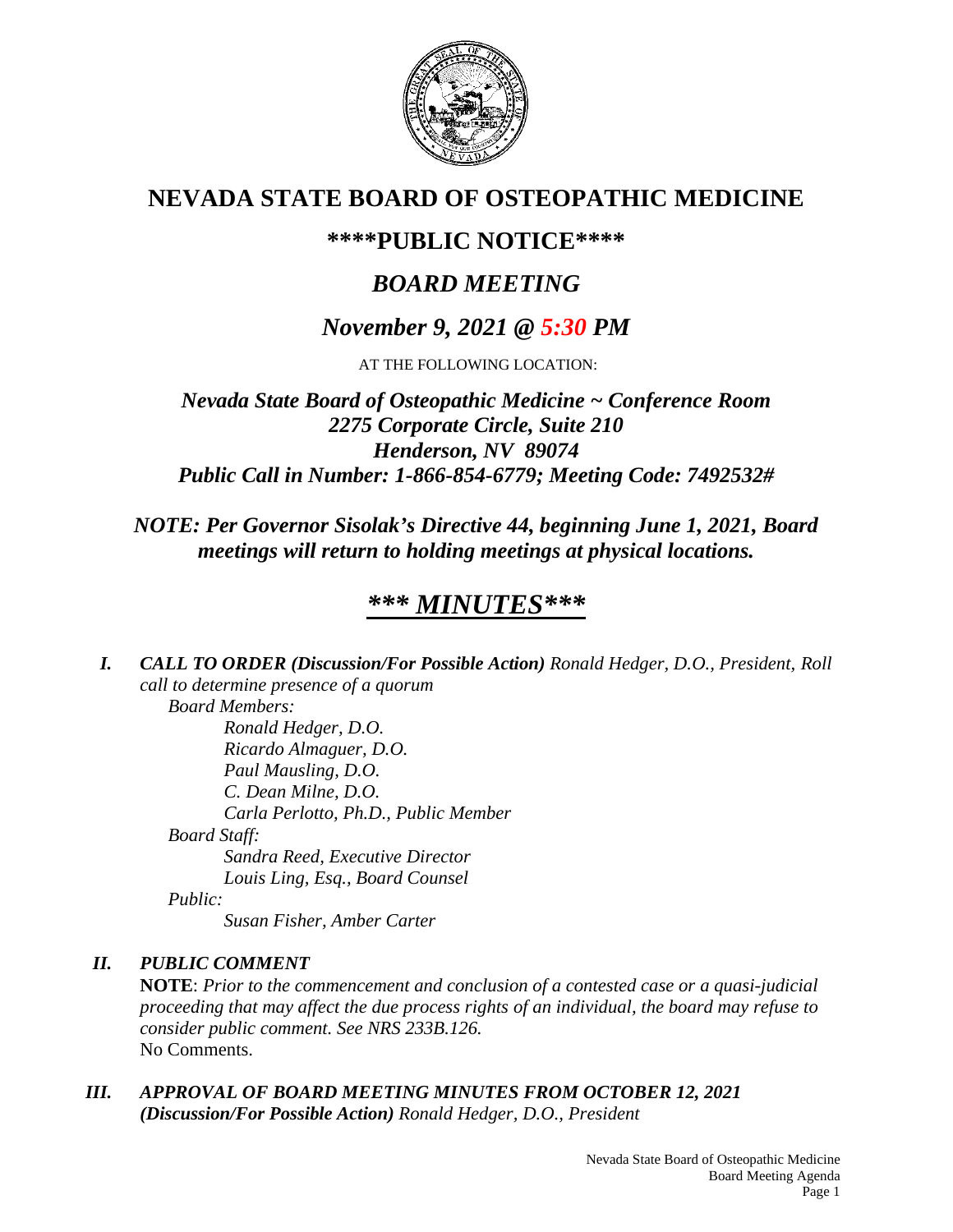# NEVADA STATE BOARD OF OSTEOPATHIC MEDICINE

## ****PUBLIC NOTICE****

## *BOARD MEETING*

## *November 9, 2021 @ 5:30 PM*

AT THE FOLLOWING LOCATION:

***Nevada State Board of Osteopathic Medicine ~ Conference Room***
***2275 Corporate Circle, Suite 210***
***Henderson, NV 89074***
***Public Call in Number: 1-866-854-6779; Meeting Code: 7492532#***

***NOTE: Per Governor Sisolak's Directive 44, beginning June 1, 2021, Board meetings will return to holding meetings at physical locations.***

## ***\*\*\* MINUTES\*\*\****

***I. CALL TO ORDER (Discussion/For Possible Action)*** *Ronald Hedger, D.O., President, Roll call to determine presence of a quorum*

*Board Members:*

*Ronald Hedger, D.O.*
*Ricardo Almaguer, D.O.*
*Paul Mausling, D.O.*
*C. Dean Milne, D.O.*
*Carla Perlotto, Ph.D., Public Member*

*Board Staff:*

*Sandra Reed, Executive Director*
*Louis Ling, Esq., Board Counsel*

*Public:*

*Susan Fisher, Amber Carter*

***II. PUBLIC COMMENT***

**NOTE**: *Prior to the commencement and conclusion of a contested case or a quasi-judicial proceeding that may affect the due process rights of an individual, the board may refuse to consider public comment. See NRS 233B.126.*
No Comments.

***III. APPROVAL OF BOARD MEETING MINUTES FROM OCTOBER 12, 2021 (Discussion/For Possible Action)*** *Ronald Hedger, D.O., President*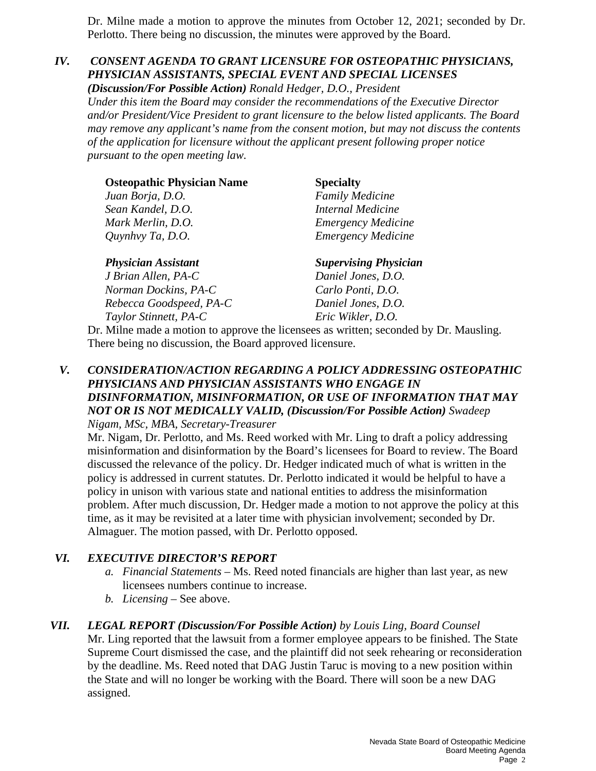Dr. Milne made a motion to approve the minutes from October 12, 2021; seconded by Dr. Perlotto. There being no discussion, the minutes were approved by the Board.

## *IV. CONSENT AGENDA TO GRANT LICENSURE FOR OSTEOPATHIC PHYSICIANS, PHYSICIAN ASSISTANTS, SPECIAL EVENT AND SPECIAL LICENSES*

***(Discussion/For Possible Action)*** *Ronald Hedger, D.O., President*

*Under this item the Board may consider the recommendations of the Executive Director and/or President/Vice President to grant licensure to the below listed applicants. The Board may remove any applicant's name from the consent motion, but may not discuss the contents of the application for licensure without the applicant present following proper notice pursuant to the open meeting law.*

| **Osteopathic Physician Name** | **Specialty** |
|---|---|
| *Juan Borja, D.O.* | *Family Medicine* |
| *Sean Kandel, D.O.* | *Internal Medicine* |
| *Mark Merlin, D.O.* | *Emergency Medicine* |
| *Quynhvy Ta, D.O.* | *Emergency Medicine* |

| ***Physician Assistant*** | ***Supervising Physician*** |
|---|---|
| *J Brian Allen, PA-C* | *Daniel Jones, D.O.* |
| *Norman Dockins, PA-C* | *Carlo Ponti, D.O.* |
| *Rebecca Goodspeed, PA-C* | *Daniel Jones, D.O.* |
| *Taylor Stinnett, PA-C* | *Eric Wikler, D.O.* |

Dr. Milne made a motion to approve the licensees as written; seconded by Dr. Mausling. There being no discussion, the Board approved licensure.

## *V. CONSIDERATION/ACTION REGARDING A POLICY ADDRESSING OSTEOPATHIC PHYSICIANS AND PHYSICIAN ASSISTANTS WHO ENGAGE IN DISINFORMATION, MISINFORMATION, OR USE OF INFORMATION THAT MAY NOT OR IS NOT MEDICALLY VALID, (Discussion/For Possible Action)* *Swadeep Nigam, MSc, MBA, Secretary-Treasurer*

Mr. Nigam, Dr. Perlotto, and Ms. Reed worked with Mr. Ling to draft a policy addressing misinformation and disinformation by the Board's licensees for Board to review. The Board discussed the relevance of the policy. Dr. Hedger indicated much of what is written in the policy is addressed in current statutes. Dr. Perlotto indicated it would be helpful to have a policy in unison with various state and national entities to address the misinformation problem. After much discussion, Dr. Hedger made a motion to not approve the policy at this time, as it may be revisited at a later time with physician involvement; seconded by Dr. Almaguer. The motion passed, with Dr. Perlotto opposed.

## *VI. EXECUTIVE DIRECTOR'S REPORT*

a. *Financial Statements* – Ms. Reed noted financials are higher than last year, as new licensees numbers continue to increase.
b. *Licensing* – See above.

## *VII. LEGAL REPORT (Discussion/For Possible Action) by Louis Ling, Board Counsel*

Mr. Ling reported that the lawsuit from a former employee appears to be finished. The State Supreme Court dismissed the case, and the plaintiff did not seek rehearing or reconsideration by the deadline. Ms. Reed noted that DAG Justin Taruc is moving to a new position within the State and will no longer be working with the Board. There will soon be a new DAG assigned.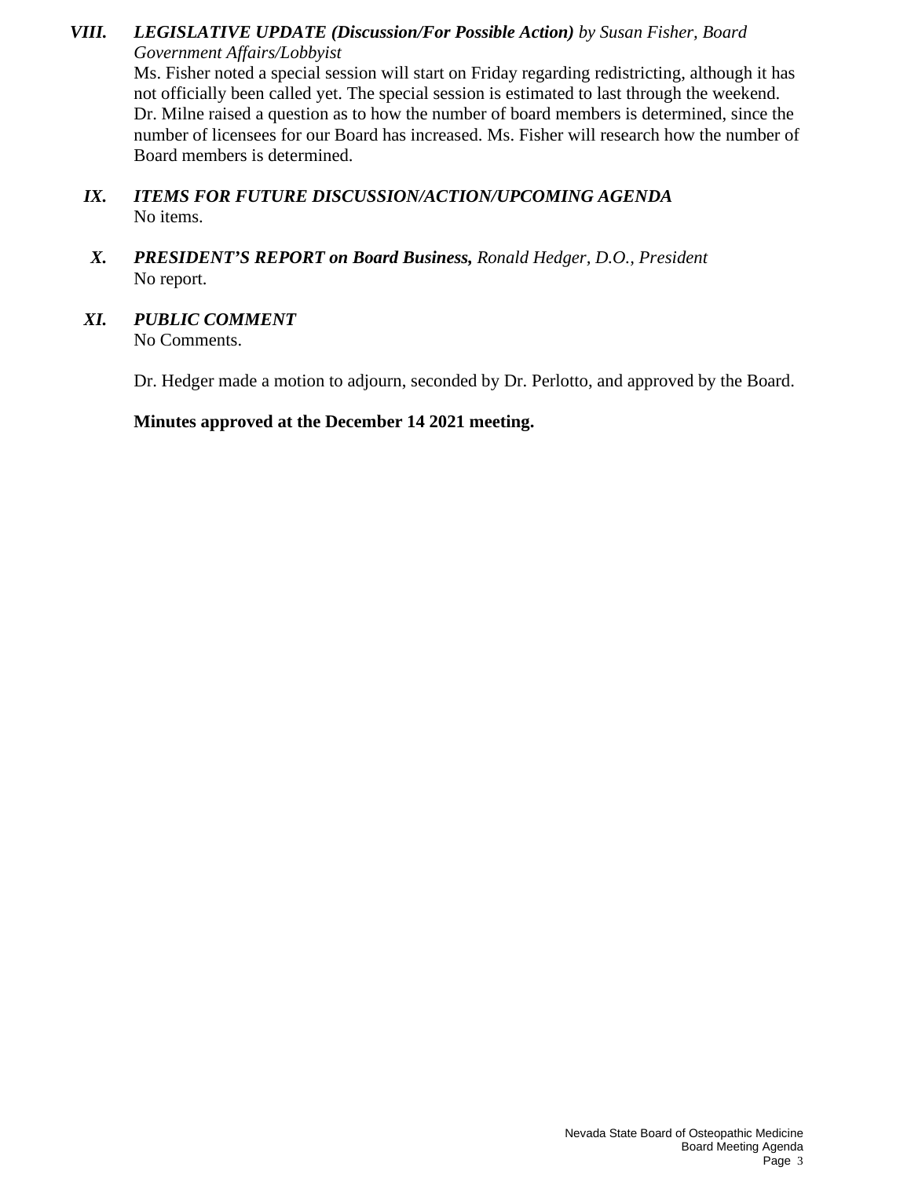### *VIII. LEGISLATIVE UPDATE (Discussion/For Possible Action) by Susan Fisher, Board Government Affairs/Lobbyist*

Ms. Fisher noted a special session will start on Friday regarding redistricting, although it has not officially been called yet. The special session is estimated to last through the weekend. Dr. Milne raised a question as to how the number of board members is determined, since the number of licensees for our Board has increased. Ms. Fisher will research how the number of Board members is determined.

### *IX. ITEMS FOR FUTURE DISCUSSION/ACTION/UPCOMING AGENDA*

No items.

### *X. PRESIDENT'S REPORT on Board Business, Ronald Hedger, D.O., President*

No report.

### *XI. PUBLIC COMMENT*

No Comments.

Dr. Hedger made a motion to adjourn, seconded by Dr. Perlotto, and approved by the Board.

**Minutes approved at the December 14 2021 meeting.**